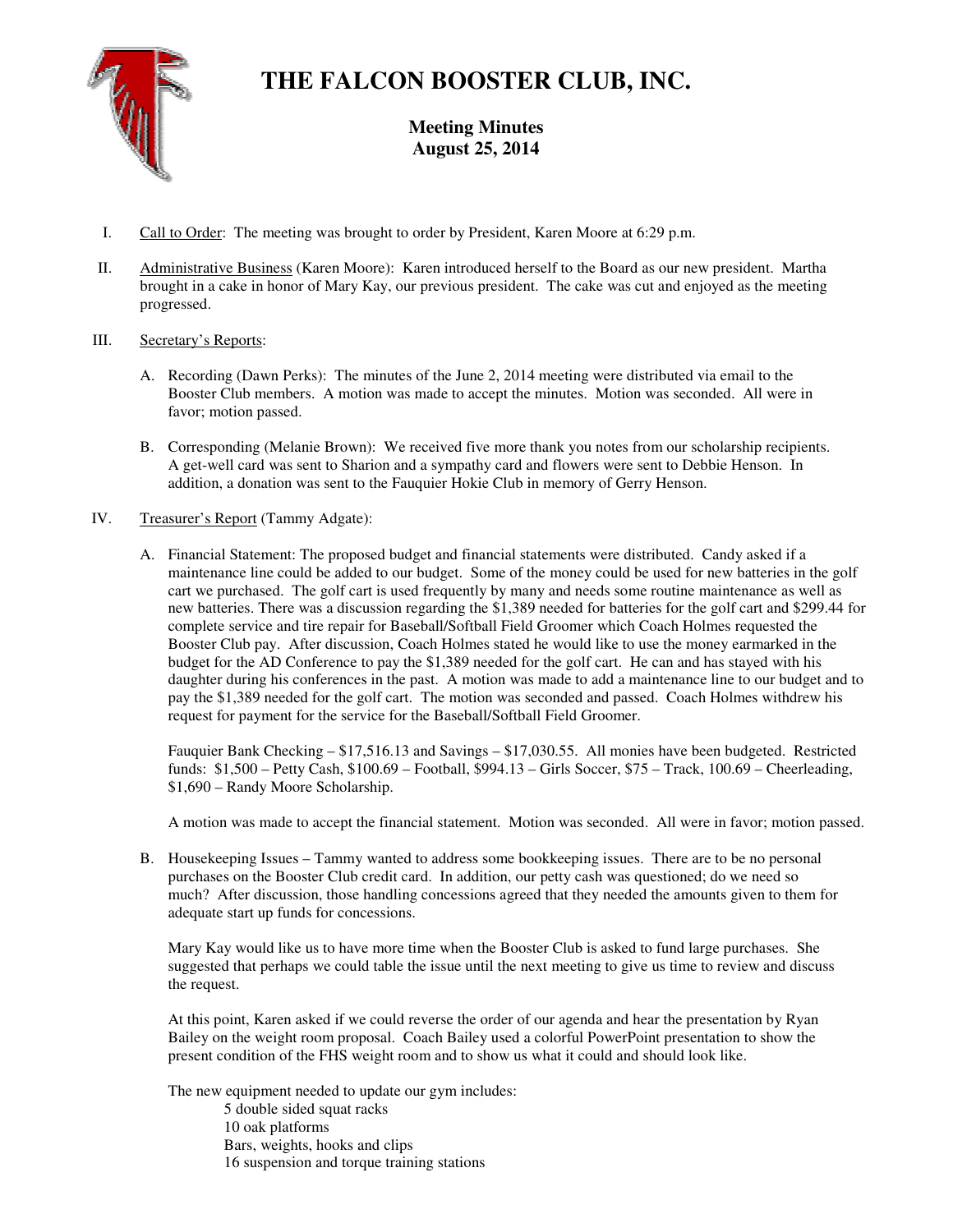# THE FALCON BOOSTER CLUB, INC.

**Meeting Minutes**
**August 25, 2014**

I. Call to Order: The meeting was brought to order by President, Karen Moore at 6:29 p.m.

II. Administrative Business (Karen Moore): Karen introduced herself to the Board as our new president. Martha brought in a cake in honor of Mary Kay, our previous president. The cake was cut and enjoyed as the meeting progressed.

III. Secretary's Reports:

A. Recording (Dawn Perks): The minutes of the June 2, 2014 meeting were distributed via email to the Booster Club members. A motion was made to accept the minutes. Motion was seconded. All were in favor; motion passed.

B. Corresponding (Melanie Brown): We received five more thank you notes from our scholarship recipients. A get-well card was sent to Sharion and a sympathy card and flowers were sent to Debbie Henson. In addition, a donation was sent to the Fauquier Hokie Club in memory of Gerry Henson.

IV. Treasurer's Report (Tammy Adgate):

A. Financial Statement: The proposed budget and financial statements were distributed. Candy asked if a maintenance line could be added to our budget. Some of the money could be used for new batteries in the golf cart we purchased. The golf cart is used frequently by many and needs some routine maintenance as well as new batteries. There was a discussion regarding the $1,389 needed for batteries for the golf cart and $299.44 for complete service and tire repair for Baseball/Softball Field Groomer which Coach Holmes requested the Booster Club pay. After discussion, Coach Holmes stated he would like to use the money earmarked in the budget for the AD Conference to pay the $1,389 needed for the golf cart. He can and has stayed with his daughter during his conferences in the past. A motion was made to add a maintenance line to our budget and to pay the $1,389 needed for the golf cart. The motion was seconded and passed. Coach Holmes withdrew his request for payment for the service for the Baseball/Softball Field Groomer.

Fauquier Bank Checking – $17,516.13 and Savings – $17,030.55. All monies have been budgeted. Restricted funds: $1,500 – Petty Cash, $100.69 – Football, $994.13 – Girls Soccer, $75 – Track, 100.69 – Cheerleading, $1,690 – Randy Moore Scholarship.

A motion was made to accept the financial statement. Motion was seconded. All were in favor; motion passed.

B. Housekeeping Issues – Tammy wanted to address some bookkeeping issues. There are to be no personal purchases on the Booster Club credit card. In addition, our petty cash was questioned; do we need so much? After discussion, those handling concessions agreed that they needed the amounts given to them for adequate start up funds for concessions.

Mary Kay would like us to have more time when the Booster Club is asked to fund large purchases. She suggested that perhaps we could table the issue until the next meeting to give us time to review and discuss the request.

At this point, Karen asked if we could reverse the order of our agenda and hear the presentation by Ryan Bailey on the weight room proposal. Coach Bailey used a colorful PowerPoint presentation to show the present condition of the FHS weight room and to show us what it could and should look like.

The new equipment needed to update our gym includes:

- 5 double sided squat racks
- 10 oak platforms
- Bars, weights, hooks and clips
- 16 suspension and torque training stations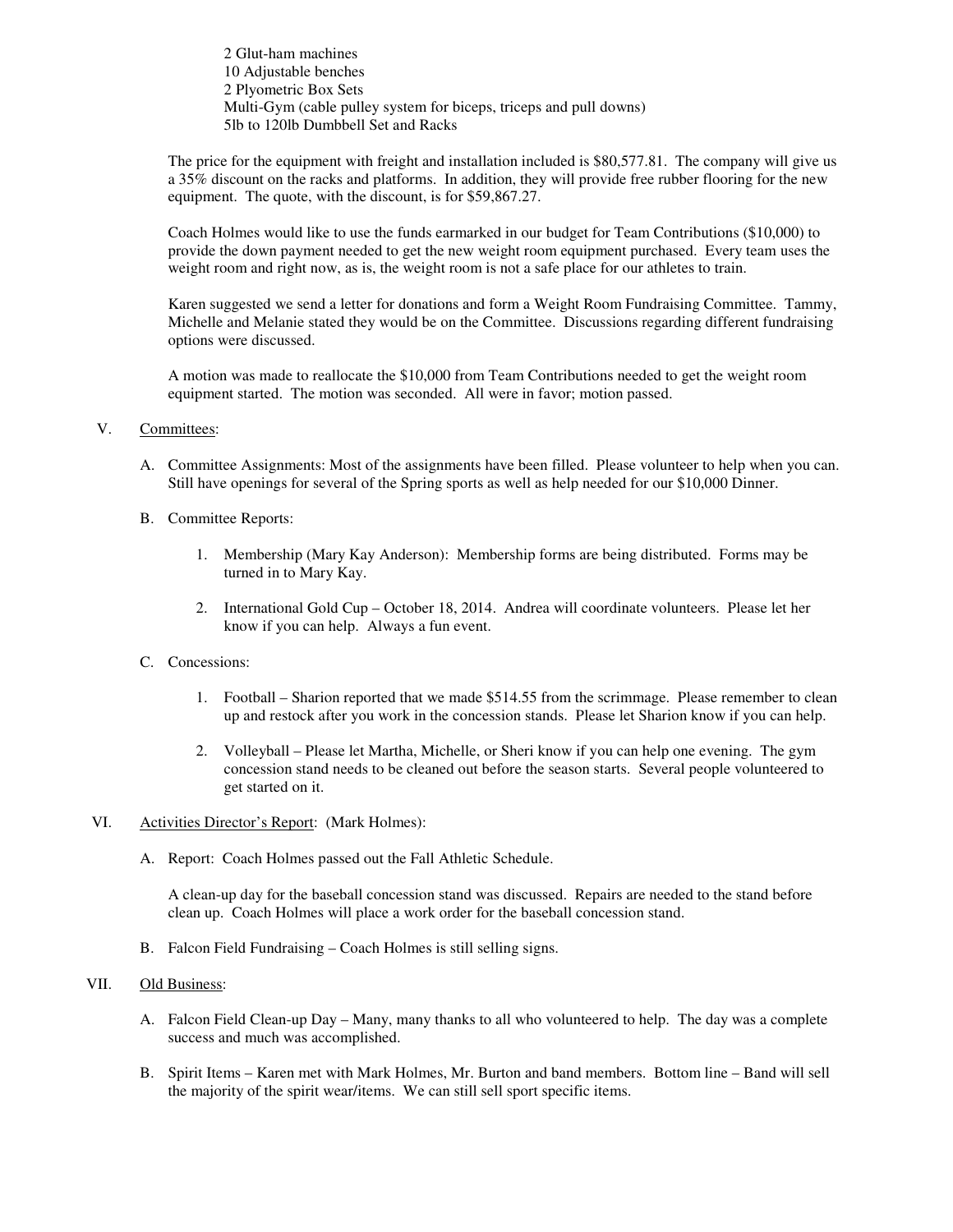2 Glut-ham machines
10 Adjustable benches
2 Plyometric Box Sets
Multi-Gym (cable pulley system for biceps, triceps and pull downs)
5lb to 120lb Dumbbell Set and Racks

The price for the equipment with freight and installation included is $80,577.81. The company will give us a 35% discount on the racks and platforms. In addition, they will provide free rubber flooring for the new equipment. The quote, with the discount, is for $59,867.27.

Coach Holmes would like to use the funds earmarked in our budget for Team Contributions ($10,000) to provide the down payment needed to get the new weight room equipment purchased. Every team uses the weight room and right now, as is, the weight room is not a safe place for our athletes to train.

Karen suggested we send a letter for donations and form a Weight Room Fundraising Committee. Tammy, Michelle and Melanie stated they would be on the Committee. Discussions regarding different fundraising options were discussed.

A motion was made to reallocate the $10,000 from Team Contributions needed to get the weight room equipment started. The motion was seconded. All were in favor; motion passed.

V. Committees:

A. Committee Assignments: Most of the assignments have been filled. Please volunteer to help when you can. Still have openings for several of the Spring sports as well as help needed for our $10,000 Dinner.

B. Committee Reports:

1. Membership (Mary Kay Anderson): Membership forms are being distributed. Forms may be turned in to Mary Kay.

2. International Gold Cup – October 18, 2014. Andrea will coordinate volunteers. Please let her know if you can help. Always a fun event.

C. Concessions:

1. Football – Sharion reported that we made $514.55 from the scrimmage. Please remember to clean up and restock after you work in the concession stands. Please let Sharion know if you can help.

2. Volleyball – Please let Martha, Michelle, or Sheri know if you can help one evening. The gym concession stand needs to be cleaned out before the season starts. Several people volunteered to get started on it.

VI. Activities Director's Report: (Mark Holmes):

A. Report: Coach Holmes passed out the Fall Athletic Schedule.

A clean-up day for the baseball concession stand was discussed. Repairs are needed to the stand before clean up. Coach Holmes will place a work order for the baseball concession stand.

B. Falcon Field Fundraising – Coach Holmes is still selling signs.

VII. Old Business:

A. Falcon Field Clean-up Day – Many, many thanks to all who volunteered to help. The day was a complete success and much was accomplished.

B. Spirit Items – Karen met with Mark Holmes, Mr. Burton and band members. Bottom line – Band will sell the majority of the spirit wear/items. We can still sell sport specific items.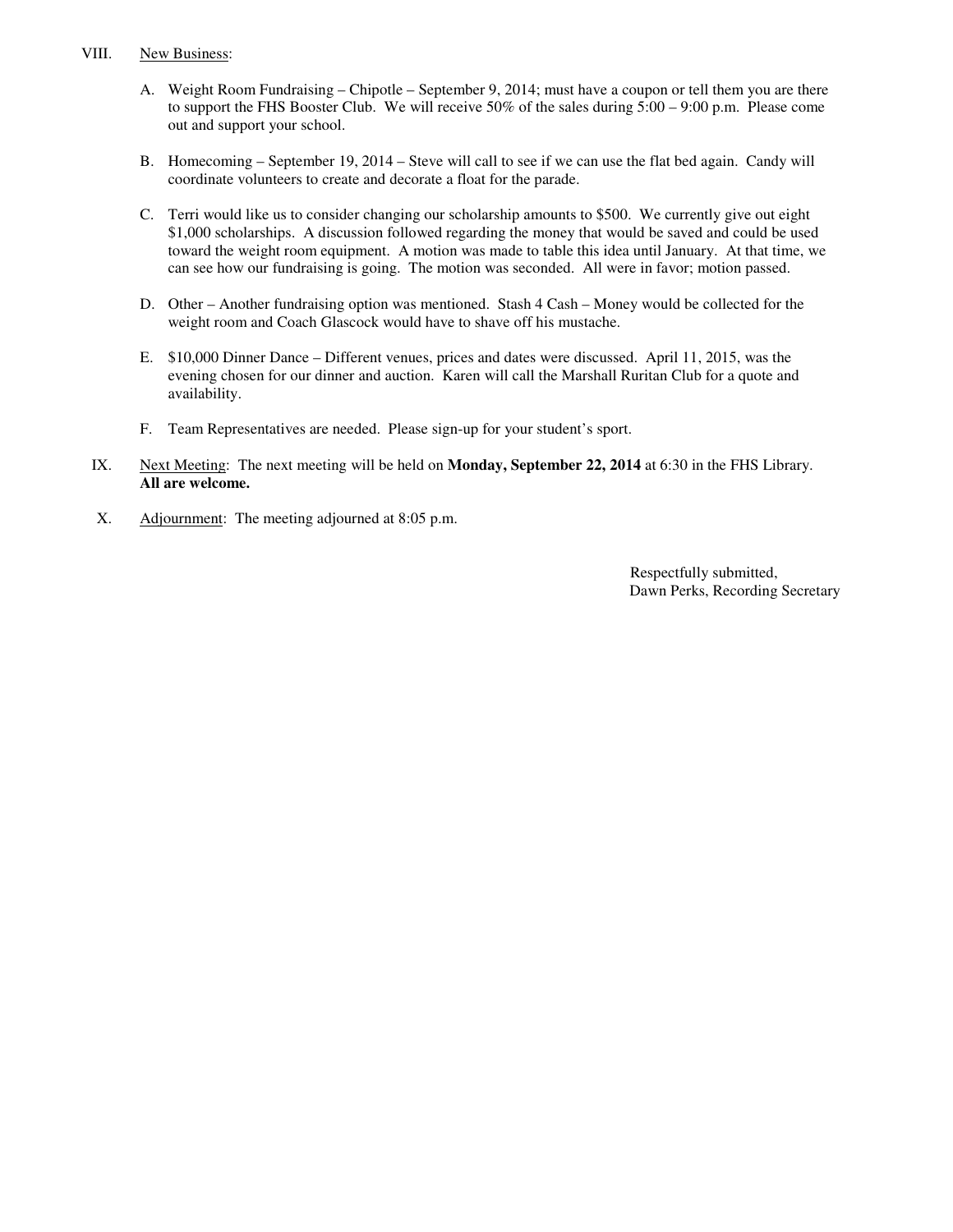VIII. New Business:

A. Weight Room Fundraising – Chipotle – September 9, 2014; must have a coupon or tell them you are there to support the FHS Booster Club. We will receive 50% of the sales during 5:00 – 9:00 p.m. Please come out and support your school.

B. Homecoming – September 19, 2014 – Steve will call to see if we can use the flat bed again. Candy will coordinate volunteers to create and decorate a float for the parade.

C. Terri would like us to consider changing our scholarship amounts to $500. We currently give out eight $1,000 scholarships. A discussion followed regarding the money that would be saved and could be used toward the weight room equipment. A motion was made to table this idea until January. At that time, we can see how our fundraising is going. The motion was seconded. All were in favor; motion passed.

D. Other – Another fundraising option was mentioned. Stash 4 Cash – Money would be collected for the weight room and Coach Glascock would have to shave off his mustache.

E. $10,000 Dinner Dance – Different venues, prices and dates were discussed. April 11, 2015, was the evening chosen for our dinner and auction. Karen will call the Marshall Ruritan Club for a quote and availability.

F. Team Representatives are needed. Please sign-up for your student's sport.

IX. Next Meeting: The next meeting will be held on **Monday, September 22, 2014** at 6:30 in the FHS Library. **All are welcome.**

X. Adjournment: The meeting adjourned at 8:05 p.m.

Respectfully submitted,
Dawn Perks, Recording Secretary